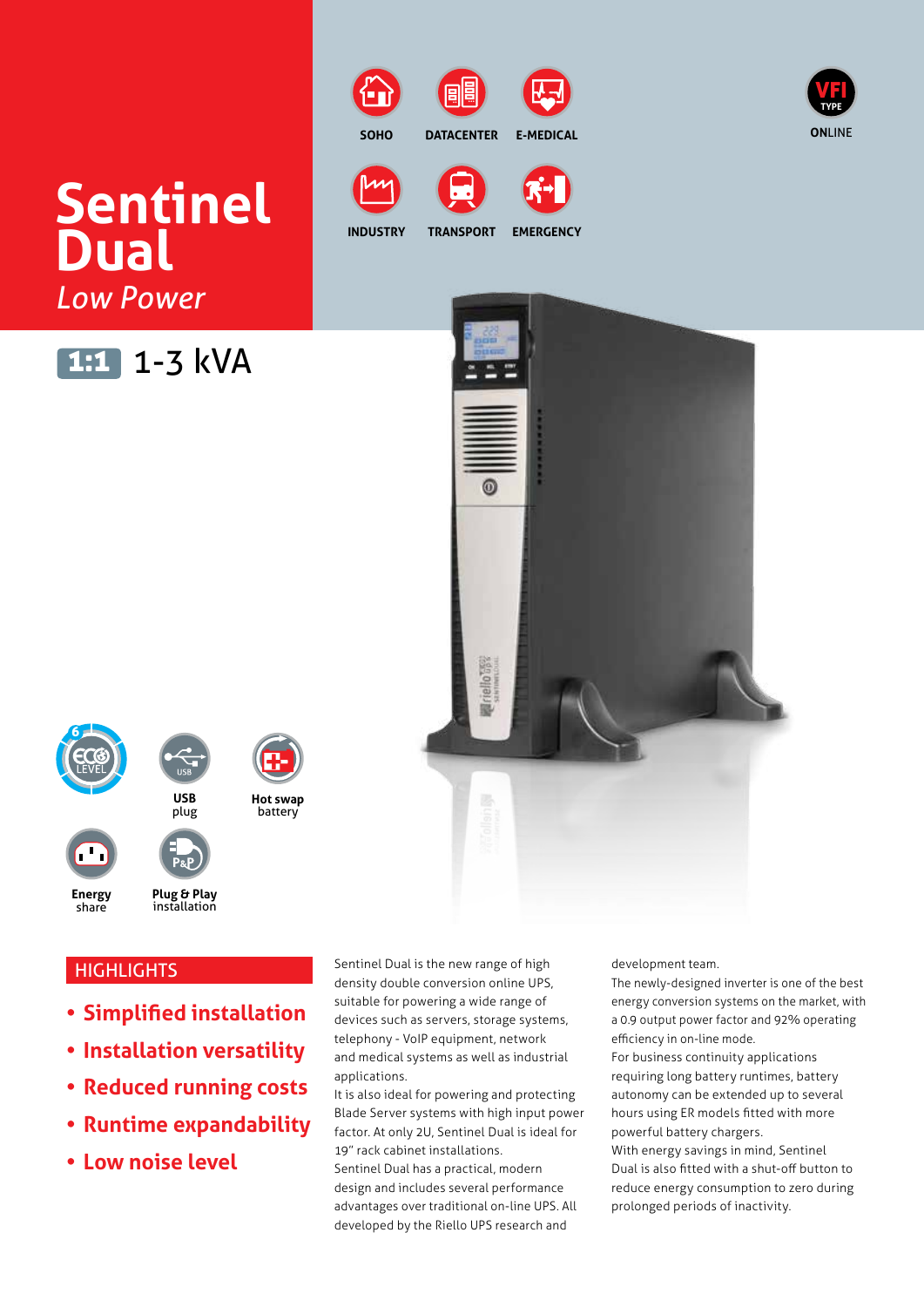# Sentinel Dual

*Low Power*

1:1 1-3 kVA

SOHO DATACENTER E-MEDICAL

INDUSTRY TRANSPORT EMERGENCY

VFI TYPE ONLINE

ECO LEVEL 6

USB plug

Hot swap battery

Energy share

Plug & Play installation

## HIGHLIGHTS

- **Simplified installation**
- **Installation versatility**
- **Reduced running costs**
- **Runtime expandability**
- **Low noise level**

Sentinel Dual is the new range of high density double conversion online UPS, suitable for powering a wide range of devices such as servers, storage systems, telephony - VoIP equipment, network and medical systems as well as industrial applications.

It is also ideal for powering and protecting Blade Server systems with high input power factor. At only 2U, Sentinel Dual is ideal for 19" rack cabinet installations.

Sentinel Dual has a practical, modern design and includes several performance advantages over traditional on-line UPS. All developed by the Riello UPS research and development team.

The newly-designed inverter is one of the best energy conversion systems on the market, with a 0.9 output power factor and 92% operating efficiency in on-line mode.

For business continuity applications requiring long battery runtimes, battery autonomy can be extended up to several hours using ER models fitted with more powerful battery chargers.

With energy savings in mind, Sentinel Dual is also fitted with a shut-off button to reduce energy consumption to zero during prolonged periods of inactivity.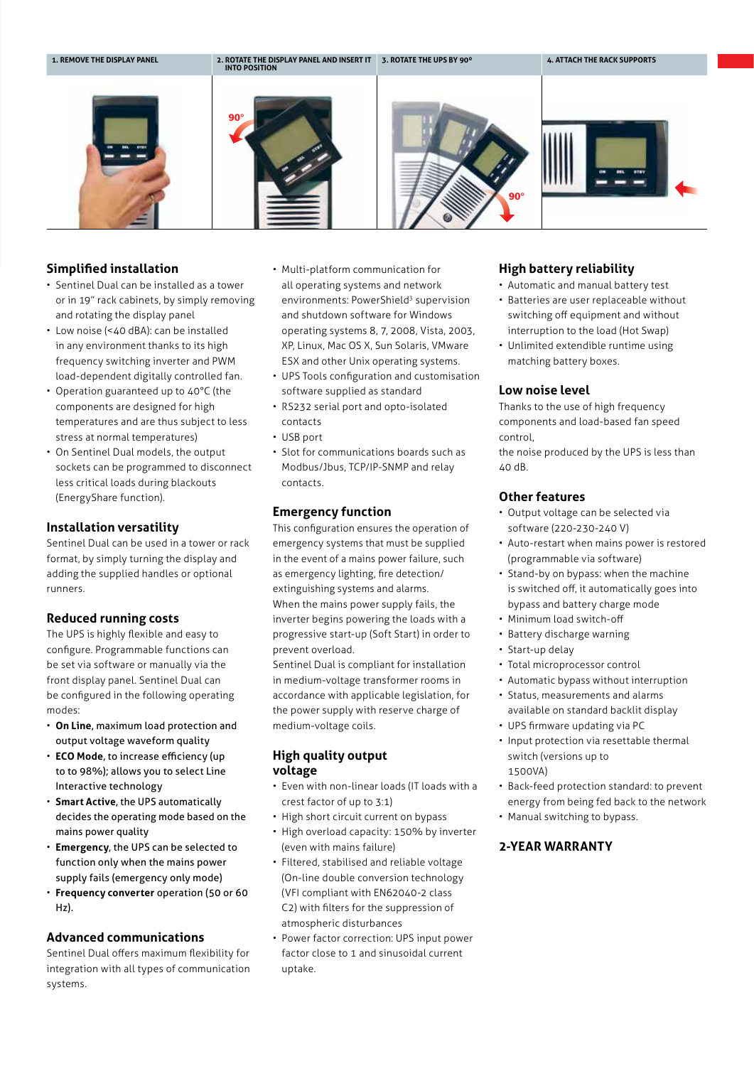| 1. REMOVE THE DISPLAY PANEL | 2. ROTATE THE DISPLAY PANEL AND INSERT IT INTO POSITION | 3. ROTATE THE UPS BY 90° | 4. ATTACH THE RACK SUPPORTS |
|---|---|---|---|

## Simplified installation

- Sentinel Dual can be installed as a tower or in 19" rack cabinets, by simply removing and rotating the display panel
- Low noise (<40 dBA): can be installed in any environment thanks to its high frequency switching inverter and PWM load-dependent digitally controlled fan.
- Operation guaranteed up to 40°C (the components are designed for high temperatures and are thus subject to less stress at normal temperatures)
- On Sentinel Dual models, the output sockets can be programmed to disconnect less critical loads during blackouts (EnergyShare function).

## Installation versatility

Sentinel Dual can be used in a tower or rack format, by simply turning the display and adding the supplied handles or optional runners.

## Reduced running costs

The UPS is highly flexible and easy to configure. Programmable functions can be set via software or manually via the front display panel. Sentinel Dual can be configured in the following operating modes:

- **On Line**, maximum load protection and output voltage waveform quality
- **ECO Mode**, to increase efficiency (up to to 98%); allows you to select Line Interactive technology
- **Smart Active**, the UPS automatically decides the operating mode based on the mains power quality
- **Emergency**, the UPS can be selected to function only when the mains power supply fails (emergency only mode)
- **Frequency converter** operation (50 or 60 Hz).

## Advanced communications

Sentinel Dual offers maximum flexibility for integration with all types of communication systems.

- Multi-platform communication for all operating systems and network environments: PowerShield[3] supervision and shutdown software for Windows operating systems 8, 7, 2008, Vista, 2003, XP, Linux, Mac OS X, Sun Solaris, VMware ESX and other Unix operating systems.
- UPS Tools configuration and customisation software supplied as standard
- RS232 serial port and opto-isolated contacts
- USB port
- Slot for communications boards such as Modbus/Jbus, TCP/IP-SNMP and relay contacts.

## Emergency function

This configuration ensures the operation of emergency systems that must be supplied in the event of a mains power failure, such as emergency lighting, fire detection/ extinguishing systems and alarms.
When the mains power supply fails, the inverter begins powering the loads with a progressive start-up (Soft Start) in order to prevent overload.
Sentinel Dual is compliant for installation in medium-voltage transformer rooms in accordance with applicable legislation, for the power supply with reserve charge of medium-voltage coils.

## High quality output voltage

- Even with non-linear loads (IT loads with a crest factor of up to 3:1)
- High short circuit current on bypass
- High overload capacity: 150% by inverter (even with mains failure)
- Filtered, stabilised and reliable voltage (On-line double conversion technology (VFI compliant with EN62040-2 class C2) with filters for the suppression of atmospheric disturbances
- Power factor correction: UPS input power factor close to 1 and sinusoidal current uptake.

## High battery reliability

- Automatic and manual battery test
- Batteries are user replaceable without switching off equipment and without interruption to the load (Hot Swap)
- Unlimited extendible runtime using matching battery boxes.

## Low noise level

Thanks to the use of high frequency components and load-based fan speed control,
the noise produced by the UPS is less than 40 dB.

## Other features

- Output voltage can be selected via software (220-230-240 V)
- Auto-restart when mains power is restored (programmable via software)
- Stand-by on bypass: when the machine is switched off, it automatically goes into bypass and battery charge mode
- Minimum load switch-off
- Battery discharge warning
- Start-up delay
- Total microprocessor control
- Automatic bypass without interruption
- Status, measurements and alarms available on standard backlit display
- UPS firmware updating via PC
- Input protection via resettable thermal switch (versions up to 1500VA)
- Back-feed protection standard: to prevent energy from being fed back to the network
- Manual switching to bypass.

## 2-YEAR WARRANTY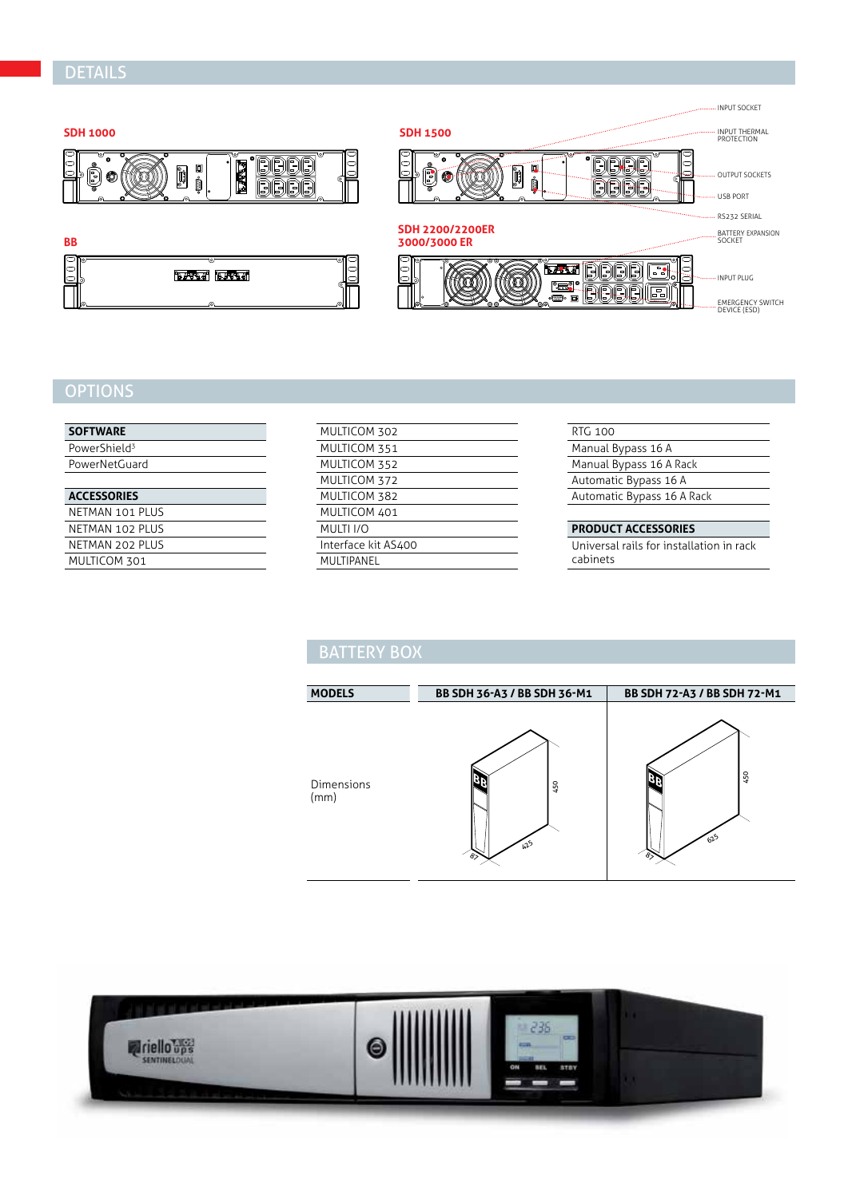## DETAILS

**SDH 1000**

**SDH 1500**

**BB**

**SDH 2200/2200ER 3000/3000 ER**

INPUT SOCKET

INPUT THERMAL PROTECTION

OUTPUT SOCKETS

USB PORT

RS232 SERIAL

BATTERY EXPANSION SOCKET

INPUT PLUG

EMERGENCY SWITCH DEVICE (ESD)

## OPTIONS

| SOFTWARE |
|---|
| PowerShield[3] |
| PowerNetGuard |

| ACCESSORIES |
|---|
| NETMAN 101 PLUS |
| NETMAN 102 PLUS |
| NETMAN 202 PLUS |
| MULTICOM 301 |
| MULTICOM 302 |
| MULTICOM 351 |
| MULTICOM 352 |
| MULTICOM 372 |
| MULTICOM 382 |
| MULTICOM 401 |
| MULTI I/O |
| Interface kit AS400 |
| MULTIPANEL |
| RTG 100 |
| Manual Bypass 16 A |
| Manual Bypass 16 A Rack |
| Automatic Bypass 16 A |
| Automatic Bypass 16 A Rack |

| PRODUCT ACCESSORIES |
|---|
| Universal rails for installation in rack cabinets |

## BATTERY BOX

| MODELS | BB SDH 36-A3 / BB SDH 36-M1 | BB SDH 72-A3 / BB SDH 72-M1 |
|---|---|---|
| Dimensions (mm) | 87 × 425 × 450 | 87 × 625 × 450 |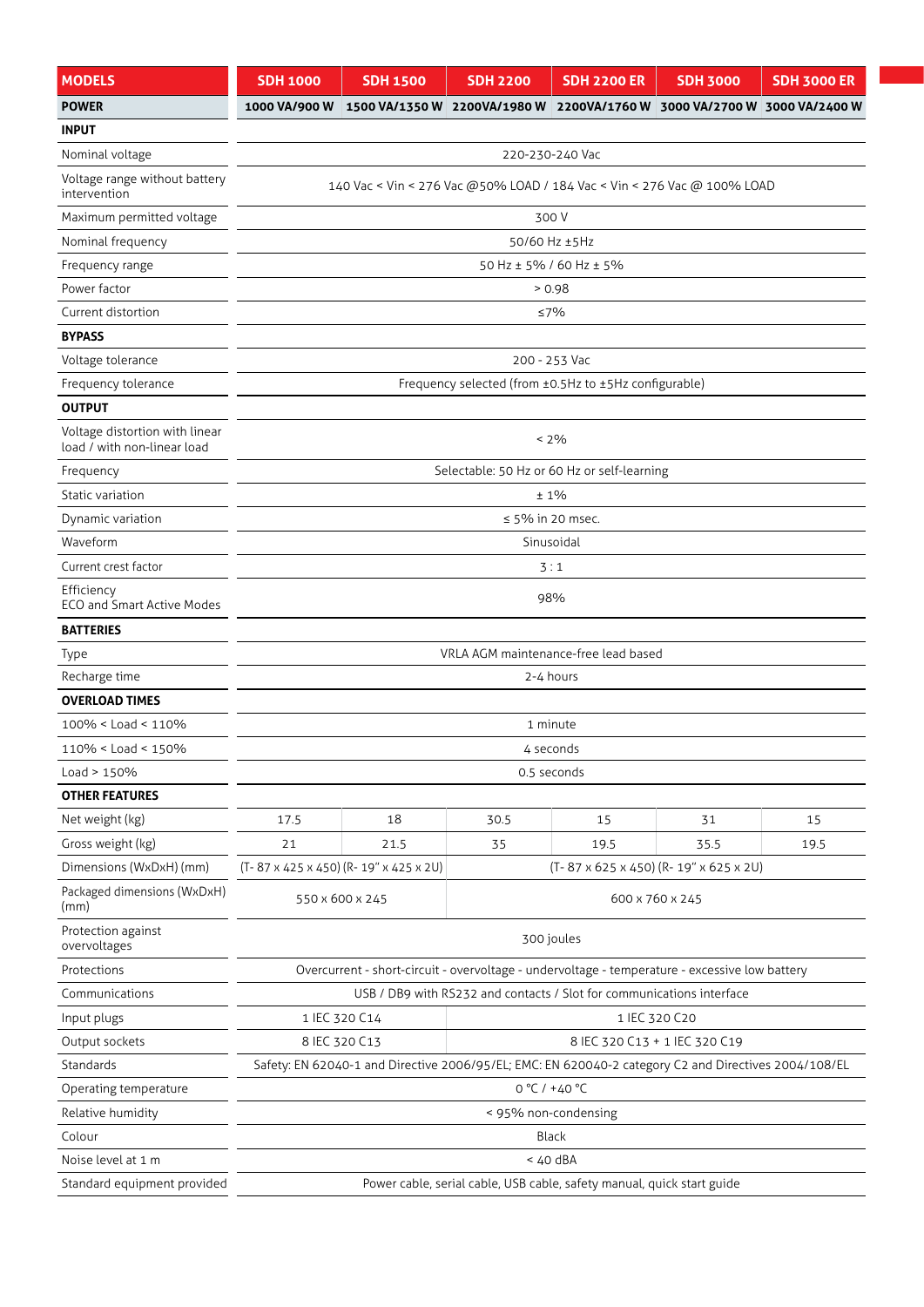| MODELS | SDH 1000 | SDH 1500 | SDH 2200 | SDH 2200 ER | SDH 3000 | SDH 3000 ER |
|---|---|---|---|---|---|---|
| **POWER** | **1000 VA/900 W** | **1500 VA/1350 W** | **2200VA/1980 W** | **2200VA/1760 W** | **3000 VA/2700 W** | **3000 VA/2400 W** |
| **INPUT** | | | | | | |
| Nominal voltage | 220-230-240 Vac | | | | | |
| Voltage range without battery intervention | 140 Vac < Vin < 276 Vac @50% LOAD / 184 Vac < Vin < 276 Vac @ 100% LOAD | | | | | |
| Maximum permitted voltage | 300 V | | | | | |
| Nominal frequency | 50/60 Hz ±5Hz | | | | | |
| Frequency range | 50 Hz ± 5% / 60 Hz ± 5% | | | | | |
| Power factor | > 0.98 | | | | | |
| Current distortion | ≤7% | | | | | |
| **BYPASS** | | | | | | |
| Voltage tolerance | 200 - 253 Vac | | | | | |
| Frequency tolerance | Frequency selected (from ±0.5Hz to ±5Hz configurable) | | | | | |
| **OUTPUT** | | | | | | |
| Voltage distortion with linear load / with non-linear load | < 2% | | | | | |
| Frequency | Selectable: 50 Hz or 60 Hz or self-learning | | | | | |
| Static variation | ± 1% | | | | | |
| Dynamic variation | ≤ 5% in 20 msec. | | | | | |
| Waveform | Sinusoidal | | | | | |
| Current crest factor | 3 : 1 | | | | | |
| Efficiency ECO and Smart Active Modes | 98% | | | | | |
| **BATTERIES** | | | | | | |
| Type | VRLA AGM maintenance-free lead based | | | | | |
| Recharge time | 2-4 hours | | | | | |
| **OVERLOAD TIMES** | | | | | | |
| 100% < Load < 110% | 1 minute | | | | | |
| 110% < Load < 150% | 4 seconds | | | | | |
| Load > 150% | 0.5 seconds | | | | | |
| **OTHER FEATURES** | | | | | | |
| Net weight (kg) | 17.5 | 18 | 30.5 | 15 | 31 | 15 |
| Gross weight (kg) | 21 | 21.5 | 35 | 19.5 | 35.5 | 19.5 |
| Dimensions (WxDxH) (mm) | (T- 87 x 425 x 450) (R- 19" x 425 x 2U) | | (T- 87 x 625 x 450) (R- 19" x 625 x 2U) | | | |
| Packaged dimensions (WxDxH) (mm) | 550 x 600 x 245 | | 600 x 760 x 245 | | | |
| Protection against overvoltages | 300 joules | | | | | |
| Protections | Overcurrent - short-circuit - overvoltage - undervoltage - temperature - excessive low battery | | | | | |
| Communications | USB / DB9 with RS232 and contacts / Slot for communications interface | | | | | |
| Input plugs | 1 IEC 320 C14 | | 1 IEC 320 C20 | | | |
| Output sockets | 8 IEC 320 C13 | | 8 IEC 320 C13 + 1 IEC 320 C19 | | | |
| Standards | Safety: EN 62040-1 and Directive 2006/95/EL; EMC: EN 620040-2 category C2 and Directives 2004/108/EL | | | | | |
| Operating temperature | 0 °C / +40 °C | | | | | |
| Relative humidity | < 95% non-condensing | | | | | |
| Colour | Black | | | | | |
| Noise level at 1 m | < 40 dBA | | | | | |
| Standard equipment provided | Power cable, serial cable, USB cable, safety manual, quick start guide | | | | | |